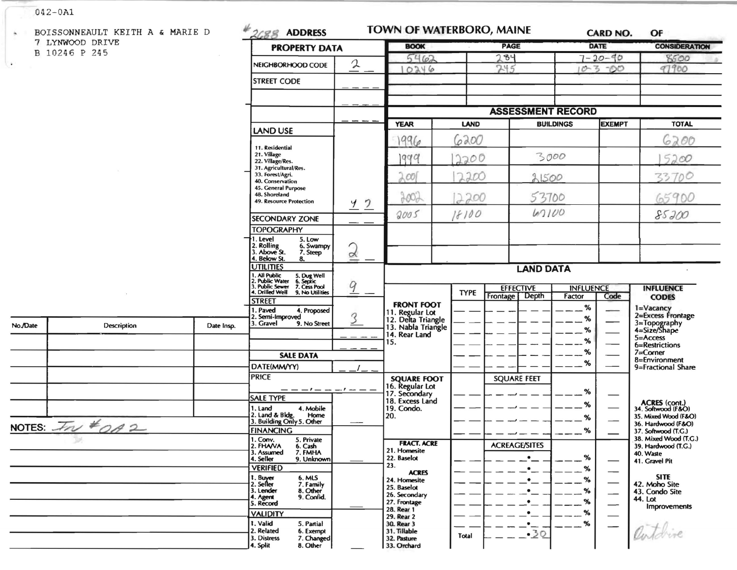042-0A1

BOISSONNEAULT KEITH A & MARIE D
7 LYNWOOD DRIVE
B 10246 P 245

#2688 **ADDRESS**

# TOWN OF WATERBORO, MAINE

CARD NO. OF

| BOOK | PAGE | DATE | CONSIDERATION |
|---|---|---|---|
| 5462 | 284 | 7-20-90 | 8500 |
| 10246 | 245 | 10-3-00 | 97900 |

## PROPERTY DATA

| Field | Value |
|---|---|
| NEIGHBORHOOD CODE | 2 |
| STREET CODE | |
| LAND USE (11. Residential, 21. Village, 22. Village/Res., 31. Agricultural/Res., 33. Forest/Agri., 40. Conservation, 45. General Purpose, 48. Shoreland, 49. Resource Protection) | 4 2 |
| SECONDARY ZONE | |
| TOPOGRAPHY (1. Level, 2. Rolling, 3. Above St., 4. Below St., 5. Low, 6. Swampy, 7. Steep, 8.) | 2 |
| UTILITIES (1. All Public, 2. Public Water, 3. Public Sewer, 4. Drilled Well, 5. Dug Well, 6. Septic, 7. Cess Pool, 9. No Utilities) | 9 |
| STREET (1. Paved, 2. Semi-Improved, 3. Gravel, 4. Proposed, 9. No Street) | 3 |

## ASSESSMENT RECORD

| YEAR | LAND | BUILDINGS | EXEMPT | TOTAL |
|---|---|---|---|---|
| 1996 | 6200 | | | 6200 |
| 1999 | 12200 | 3000 | | 15200 |
| 2001 | 12200 | 21500 | | 33700 |
| 2002 | 12200 | 53700 | | 65900 |
| 2005 | 18100 | 67100 | | 85200 |

## SALE DATA

DATE(MM/YY)

PRICE

SALE TYPE: 1. Land, 2. Land & Bldg., 3. Building Only, 4. Mobile Home, 5. Other

FINANCING: 1. Conv., 2. FHA/VA, 3. Assumed, 4. Seller, 5. Private, 6. Cash, 7. FMHA, 9. Unknown

VERIFIED: 1. Buyer, 2. Seller, 3. Lender, 4. Agent, 5. Record, 6. MLS, 7. Family, 8. Other, 9. Confid.

VALIDITY: 1. Valid, 2. Related, 3. Distress, 4. Split, 5. Partial, 6. Exempt, 7. Changed, 8. Other

## LAND DATA

FRONT FOOT: 11. Regular Lot, 12. Delta Triangle, 13. Nabla Triangle, 14. Rear Land, 15.

SQUARE FOOT: 16. Regular Lot, 17. Secondary, 18. Excess Land, 19. Condo., 20.

FRACT. ACRE: 21. Homesite, 22. Baselot, 23.

ACRES: 24. Homesite, 25. Baselot, 26. Secondary, 27. Frontage, 28. Rear 1, 29. Rear 2, 30. Rear 3, 31. Tillable, 32. Pasture, 33. Orchard

Total ACREAGE/SITES: .30

INFLUENCE CODES: 1=Vacancy, 2=Excess Frontage, 3=Topography, 4=Size/Shape, 5=Access, 6=Restrictions, 7=Corner, 8=Environment, 9=Fractional Share

ACRES (cont.): 34. Softwood (F&O), 35. Mixed Wood (F&O), 36. Hardwood (F&O), 37. Softwood (T.G.), 38. Mixed Wood (T.G.), 39. Hardwood (T.G.), 40. Waste, 41. Gravel Pit

SITE: 42. Moho Site, 43. Condo Site, 44. Lot Improvements

Outdrive

| No./Date | Description | Date Insp. |
|---|---|---|
| | | |

NOTES: In #0A2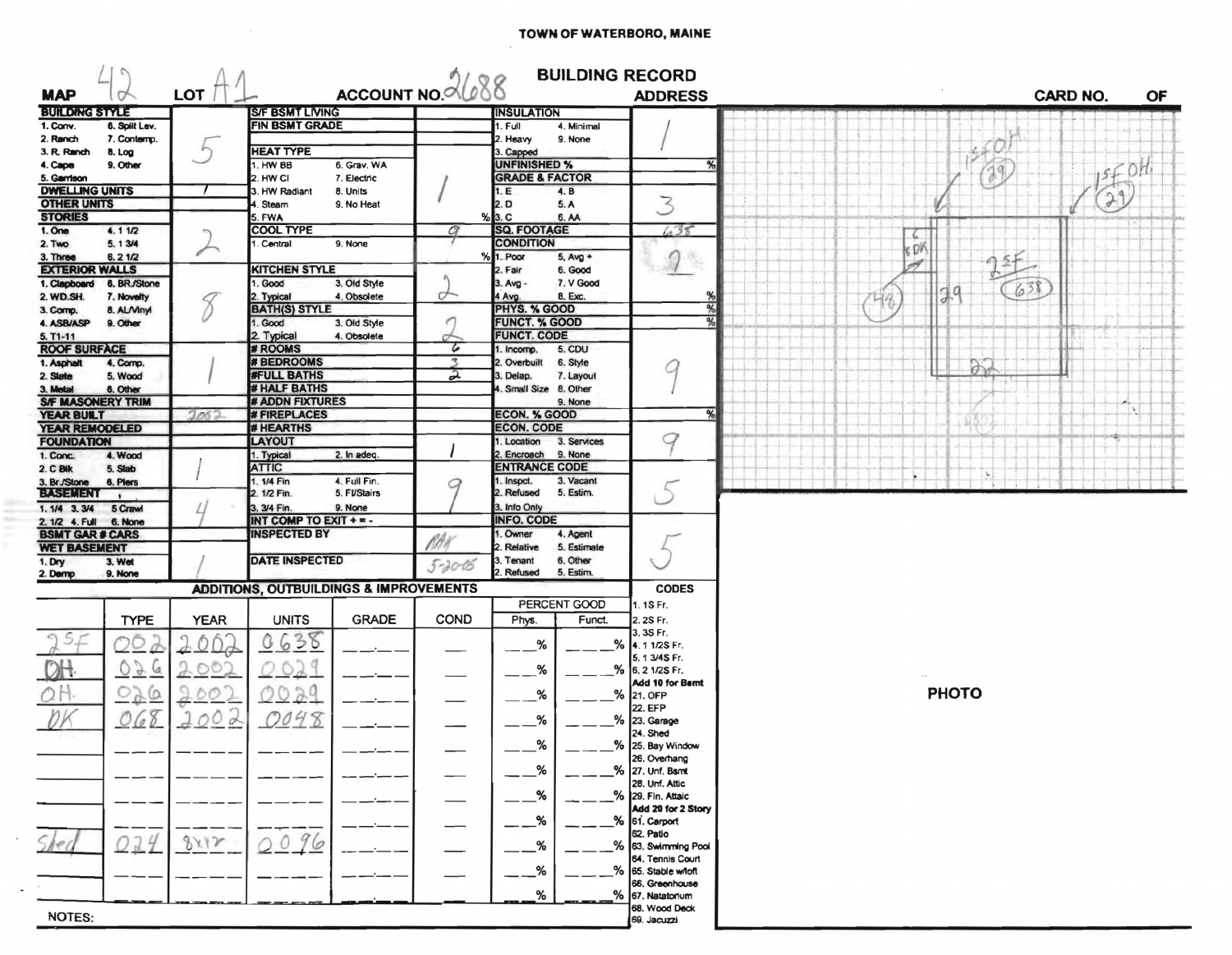**TOWN OF WATERBORO, MAINE**

# BUILDING RECORD

**MAP** 42 **LOT** A1 **ACCOUNT NO.** 2688 **ADDRESS** **CARD NO.** **OF**

| | | | | | |
|---|---|---|---|---|---|
| **BUILDING STYLE** 1. Conv. 6. Split Lev. 2. Ranch 7. Contemp. 3. R. Ranch 8. Log 4. Cape 9. Other 5. Garrison | 5 | **S/F BSMT LIVING** | | **INSULATION** 1. Full 4. Minimal 2. Heavy 9. None 3. Capped | 1 |
| **DWELLING UNITS** | 1 | **FIN BSMT GRADE** | | **UNFINISHED %** | % |
| **OTHER UNITS** | | **HEAT TYPE** 1. HW BB 6. Grav. WA 2. HW CI 7. Electric 3. HW Radiant 8. Units 4. Steam 9. No Heat 5. FWA | 1 % | **GRADE & FACTOR** 1. E 4. B 2. D 5. A 3. C 6. AA | 3 |
| **STORIES** 1. One 4. 1 1/2 2. Two 5. 1 3/4 3. Three 6. 2 1/2 | 2 | **COOL TYPE** 1. Central 9. None | 9 % | **SQ. FOOTAGE** | 638 |
| **EXTERIOR WALLS** 1. Clapboard 6. BR./Stone 2. WD.SH. 7. Novelty 3. Comp. 8. AL/Vinyl 4. ASB/ASP 9. Other 5. T1-11 | 8 | **KITCHEN STYLE** 1. Good 3. Old Style 2. Typical 4. Obsolete | 2 | **CONDITION** 1. Poor 5. Avg + 2. Fair 6. Good 3. Avg - 7. V Good 4 Avg. 8. Exc. | 7 |
| **ROOF SURFACE** 1. Asphalt 4. Comp. 2. Slate 5. Wood 3. Metal 6. Other | 1 | **BATH(S) STYLE** 1. Good 3. Old Style 2. Typical 4. Obsolete | 2 | **PHYS. % GOOD** | % |
| | | **# ROOMS** | 6 | **FUNCT. % GOOD** | % |
| | | **# BEDROOMS** | 3 | **FUNCT. CODE** 1. Incomp. 5. CDU 2. Overbuilt 6. Style 3. Delap. 7. Layout 4. Small Size 8. Other 9. None | 9 |
| | | **#FULL BATHS** | 2 | | |
| | | **# HALF BATHS** | | | |
| **S/F MASONERY TRIM** | | **# ADDN FIXTURES** | | | |
| **YEAR BUILT** | 2002 | **# FIREPLACES** | | **ECON. % GOOD** | % |
| **YEAR REMODELED** | | **# HEARTHS** | | **ECON. CODE** 1. Location 3. Services 2. Encroach 9. None | 9 |
| **FOUNDATION** 1. Conc. 4. Wood 2. C Blk 5. Slab 3. Br./Stone 6. Piers | 1 | **LAYOUT** 1. Typical 2. In adeq. | 1 | **ENTRANCE CODE** 1. Inspct. 3. Vacant 2. Refused 5. Estim. 3. Info Only | 5 |
| **BASEMENT** 1. 1/4 3. 3/4 5 Crawl 2. 1/2 4. Full 6. None | 4 | **ATTIC** 1. 1/4 Fin 4. Full Fin. 2. 1/2 Fin. 5. Fl/Stairs 3. 3/4 Fin. 9. None | 9 | | |
| **BSMT GAR # CARS** | | **INT COMP TO EXIT + = -** | | **INFO. CODE** 1. Owner 4. Agent 2. Relative 5. Estimate 3. Tenant 6. Other | 5 |
| **WET BASEMENT** 1. Dry 3. Wet 2. Damp 9. None | 1 | **INSPECTED BY** | MAK | | |
| | | **DATE INSPECTED** | 5-20-05 | | |

## ADDITIONS, OUTBUILDINGS & IMPROVEMENTS

| | TYPE | YEAR | UNITS | GRADE | COND | PERCENT GOOD Phys. | Funct. |
|---|---|---|---|---|---|---|---|
| 2SF | 002 | 2002 | 0638 | | | % | % |
| OH. | 026 | 2002 | 0029 | | | % | % |
| OH. | 026 | 2002 | 0029 | | | % | % |
| DK | 068 | 2002 | 0048 | | | % | % |
| | | | | | | % | % |
| | | | | | | % | % |
| | | | | | | % | % |
| | | | | | | % | % |
| Shed | 024 | 8x12 | 0096 | | | % | % |
| | | | | | | % | % |
| | | | | | | % | % |

**CODES**
1. 1S Fr.
2. 2S Fr.
3. 3S Fr.
4. 1 1/2S Fr.
5. 1 3/4S Fr.
6. 2 1/2S Fr.
Add 10 for Bsmt
21. OFP
22. EFP
23. Garage
24. Shed
25. Bay Window
26. Overhang
27. Unf. Bsmt
28. Unf. Attic
29. Fin. Attaic
Add 20 for 2 Story
61. Carport
62. Patio
63. Swimming Pool
64. Tennis Court
65. Stable w/loft
66. Greenhouse
67. Natatorium
68. Wood Deck
69. Jacuzzi

NOTES:

1SF OH (29)
1SF OH. (29)
DK (48)
2SF (638)
29
22

**PHOTO**